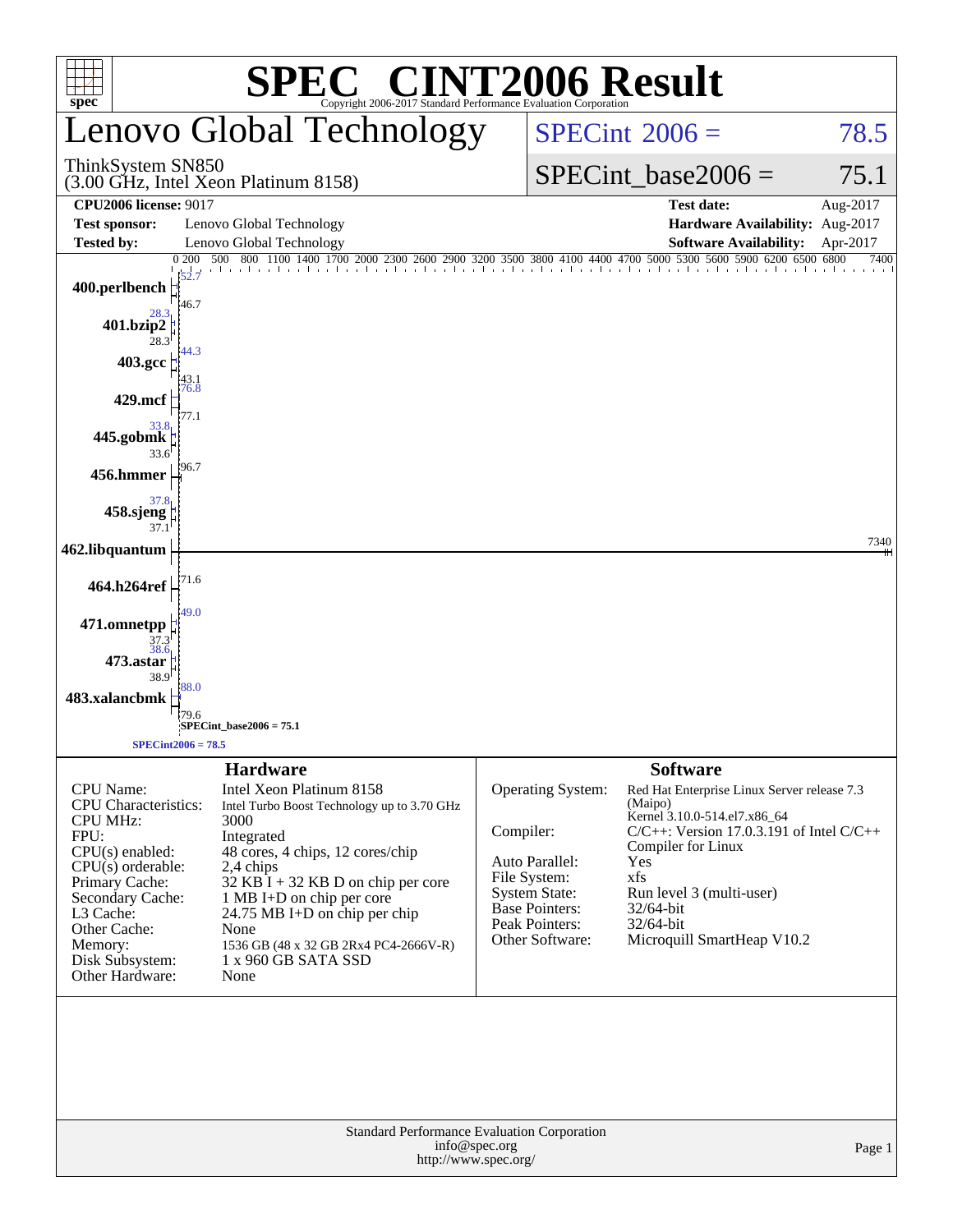# SPEC® CINT2006 Result

Copyright 2006-2017 Standard Performance Evaluation Corporation

## Lenovo Global Technology

ThinkSystem SN850
(3.00 GHz, Intel Xeon Platinum 8158)

SPECint 2006 = 78.5

SPECint_base2006 = 75.1

| | | | |
|---|---|---|---|
| **CPU2006 license:** 9017 | | **Test date:** | Aug-2017 |
| **Test sponsor:** | Lenovo Global Technology | **Hardware Availability:** | Aug-2017 |
| **Tested by:** | Lenovo Global Technology | **Software Availability:** | Apr-2017 |

| Benchmark | Peak | Base |
|---|---|---|
| 400.perlbench | 52.7 | 46.7 |
| 401.bzip2 | 28.3 | 28.3 |
| 403.gcc | 44.3 | 43.1 |
| 429.mcf | 76.8 | 77.1 |
| 445.gobmk | 33.8 | 33.6 |
| 456.hmmer | 96.7 | |
| 458.sjeng | 37.8 | 37.1 |
| 462.libquantum | 7340 | |
| 464.h264ref | 71.6 | |
| 471.omnetpp | 49.0 | 37.3 |
| 473.astar | 38.6 | 38.9 |
| 483.xalancbmk | 88.0 | 79.6 |

SPECint_base2006 = 75.1

SPECint2006 = 78.5

### Hardware

| | |
|---|---|
| CPU Name: | Intel Xeon Platinum 8158 |
| CPU Characteristics: | Intel Turbo Boost Technology up to 3.70 GHz |
| CPU MHz: | 3000 |
| FPU: | Integrated |
| CPU(s) enabled: | 48 cores, 4 chips, 12 cores/chip |
| CPU(s) orderable: | 2,4 chips |
| Primary Cache: | 32 KB I + 32 KB D on chip per core |
| Secondary Cache: | 1 MB I+D on chip per core |
| L3 Cache: | 24.75 MB I+D on chip per chip |
| Other Cache: | None |
| Memory: | 1536 GB (48 x 32 GB 2Rx4 PC4-2666V-R) |
| Disk Subsystem: | 1 x 960 GB SATA SSD |
| Other Hardware: | None |

### Software

| | |
|---|---|
| Operating System: | Red Hat Enterprise Linux Server release 7.3 (Maipo) Kernel 3.10.0-514.el7.x86_64 |
| Compiler: | C/C++: Version 17.0.3.191 of Intel C/C++ Compiler for Linux |
| Auto Parallel: | Yes |
| File System: | xfs |
| System State: | Run level 3 (multi-user) |
| Base Pointers: | 32/64-bit |
| Peak Pointers: | 32/64-bit |
| Other Software: | Microquill SmartHeap V10.2 |

Standard Performance Evaluation Corporation
info@spec.org
http://www.spec.org/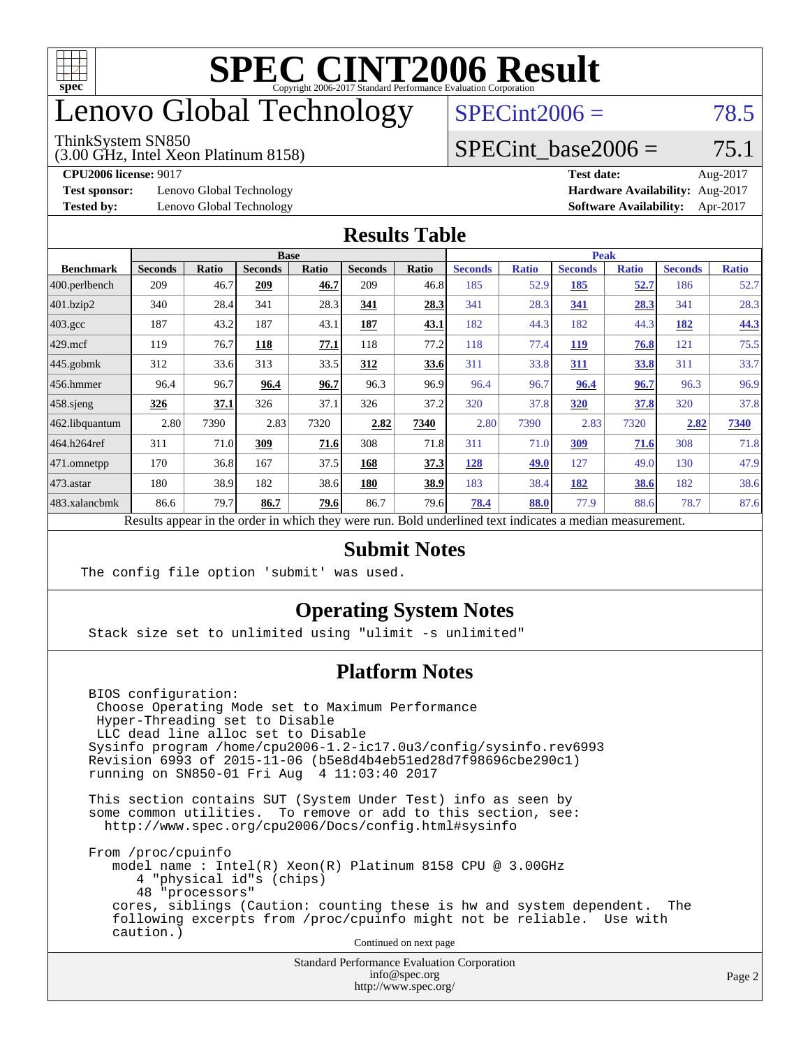# SPEC CINT2006 Result

Copyright 2006-2017 Standard Performance Evaluation Corporation

# Lenovo Global Technology

ThinkSystem SN850
(3.00 GHz, Intel Xeon Platinum 8158)

SPECint2006 = 78.5

SPECint_base2006 = 75.1

**CPU2006 license:** 9017
**Test sponsor:** Lenovo Global Technology
**Tested by:** Lenovo Global Technology

**Test date:** Aug-2017
**Hardware Availability:** Aug-2017
**Software Availability:** Apr-2017

## Results Table

| Benchmark | Base | | | | | | Peak | | | | | |
|---|---|---|---|---|---|---|---|---|---|---|---|---|
| | Seconds | Ratio | Seconds | Ratio | Seconds | Ratio | Seconds | Ratio | Seconds | Ratio | Seconds | Ratio |
| 400.perlbench | 209 | 46.7 | **209** | **46.7** | 209 | 46.8 | 185 | 52.9 | **185** | **52.7** | 186 | 52.7 |
| 401.bzip2 | 340 | 28.4 | 341 | 28.3 | **341** | **28.3** | 341 | 28.3 | **341** | **28.3** | 341 | 28.3 |
| 403.gcc | 187 | 43.2 | 187 | 43.1 | **187** | **43.1** | 182 | 44.3 | 182 | 44.3 | **182** | **44.3** |
| 429.mcf | 119 | 76.7 | **118** | **77.1** | 118 | 77.2 | 118 | 77.4 | **119** | **76.8** | 121 | 75.5 |
| 445.gobmk | 312 | 33.6 | 313 | 33.5 | **312** | **33.6** | 311 | 33.8 | **311** | **33.8** | 311 | 33.7 |
| 456.hmmer | 96.4 | 96.7 | **96.4** | **96.7** | 96.3 | 96.9 | 96.4 | 96.7 | **96.4** | **96.7** | 96.3 | 96.9 |
| 458.sjeng | **326** | **37.1** | 326 | 37.1 | 326 | 37.2 | 320 | 37.8 | **320** | **37.8** | 320 | 37.8 |
| 462.libquantum | 2.80 | 7390 | 2.83 | 7320 | **2.82** | **7340** | 2.80 | 7390 | 2.83 | 7320 | **2.82** | **7340** |
| 464.h264ref | 311 | 71.0 | **309** | **71.6** | 308 | 71.8 | 311 | 71.0 | **309** | **71.6** | 308 | 71.8 |
| 471.omnetpp | 170 | 36.8 | 167 | 37.5 | **168** | **37.3** | **128** | **49.0** | 127 | 49.0 | 130 | 47.9 |
| 473.astar | 180 | 38.9 | 182 | 38.6 | **180** | **38.9** | 183 | 38.4 | **182** | **38.6** | 182 | 38.6 |
| 483.xalancbmk | 86.6 | 79.7 | **86.7** | **79.6** | 86.7 | 79.6 | **78.4** | **88.0** | 77.9 | 88.6 | 78.7 | 87.6 |

Results appear in the order in which they were run. Bold underlined text indicates a median measurement.

## Submit Notes

```
The config file option 'submit' was used.
```

## Operating System Notes

```
Stack size set to unlimited using "ulimit -s unlimited"
```

## Platform Notes

```
BIOS configuration:
 Choose Operating Mode set to Maximum Performance
 Hyper-Threading set to Disable
 LLC dead line alloc set to Disable
Sysinfo program /home/cpu2006-1.2-ic17.0u3/config/sysinfo.rev6993
Revision 6993 of 2015-11-06 (b5e8d4b4eb51ed28d7f98696cbe290c1)
running on SN850-01 Fri Aug  4 11:03:40 2017

This section contains SUT (System Under Test) info as seen by
some common utilities.  To remove or add to this section, see:
  http://www.spec.org/cpu2006/Docs/config.html#sysinfo

From /proc/cpuinfo
   model name : Intel(R) Xeon(R) Platinum 8158 CPU @ 3.00GHz
      4 "physical id"s (chips)
      48 "processors"
   cores, siblings (Caution: counting these is hw and system dependent.  The
   following excerpts from /proc/cpuinfo might not be reliable.  Use with
   caution.)
```

Continued on next page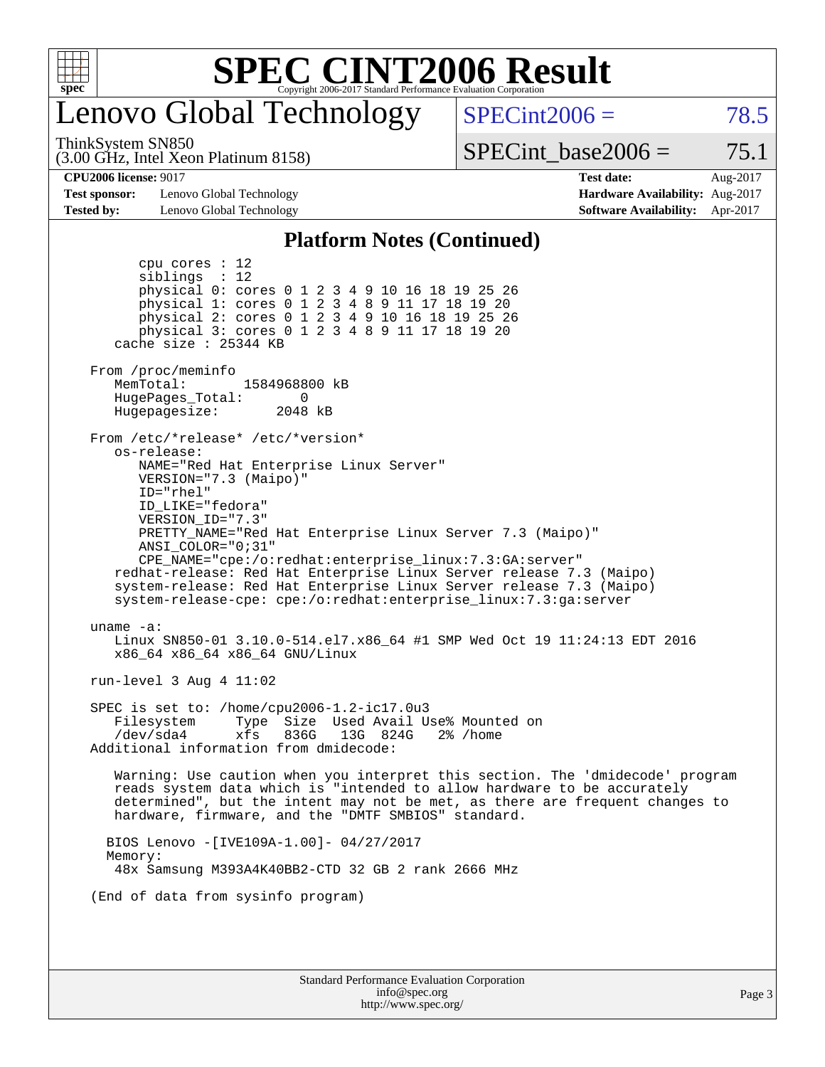# SPEC CINT2006 Result

## Lenovo Global Technology

ThinkSystem SN850
(3.00 GHz, Intel Xeon Platinum 8158)

SPECint2006 = 78.5

SPECint_base2006 = 75.1

| | | | |
|---|---|---|---|
| **CPU2006 license:** 9017 | | **Test date:** | Aug-2017 |
| **Test sponsor:** | Lenovo Global Technology | **Hardware Availability:** | Aug-2017 |
| **Tested by:** | Lenovo Global Technology | **Software Availability:** | Apr-2017 |

### Platform Notes (Continued)

```
        cpu cores : 12
        siblings  : 12
        physical 0: cores 0 1 2 3 4 9 10 16 18 19 25 26
        physical 1: cores 0 1 2 3 4 8 9 11 17 18 19 20
        physical 2: cores 0 1 2 3 4 9 10 16 18 19 25 26
        physical 3: cores 0 1 2 3 4 8 9 11 17 18 19 20
     cache size : 25344 KB

  From /proc/meminfo
     MemTotal:       1584968800 kB
     HugePages_Total:       0
     Hugepagesize:       2048 kB

  From /etc/*release* /etc/*version*
     os-release:
        NAME="Red Hat Enterprise Linux Server"
        VERSION="7.3 (Maipo)"
        ID="rhel"
        ID_LIKE="fedora"
        VERSION_ID="7.3"
        PRETTY_NAME="Red Hat Enterprise Linux Server 7.3 (Maipo)"
        ANSI_COLOR="0;31"
        CPE_NAME="cpe:/o:redhat:enterprise_linux:7.3:GA:server"
     redhat-release: Red Hat Enterprise Linux Server release 7.3 (Maipo)
     system-release: Red Hat Enterprise Linux Server release 7.3 (Maipo)
     system-release-cpe: cpe:/o:redhat:enterprise_linux:7.3:ga:server

  uname -a:
     Linux SN850-01 3.10.0-514.el7.x86_64 #1 SMP Wed Oct 19 11:24:13 EDT 2016
     x86_64 x86_64 x86_64 GNU/Linux

  run-level 3 Aug 4 11:02

  SPEC is set to: /home/cpu2006-1.2-ic17.0u3
     Filesystem     Type  Size  Used Avail Use% Mounted on
     /dev/sda4      xfs   836G   13G  824G   2% /home
  Additional information from dmidecode:

     Warning: Use caution when you interpret this section. The 'dmidecode' program
     reads system data which is "intended to allow hardware to be accurately
     determined", but the intent may not be met, as there are frequent changes to
     hardware, firmware, and the "DMTF SMBIOS" standard.

    BIOS Lenovo -[IVE109A-1.00]- 04/27/2017
    Memory:
     48x Samsung M393A4K40BB2-CTD 32 GB 2 rank 2666 MHz

  (End of data from sysinfo program)
```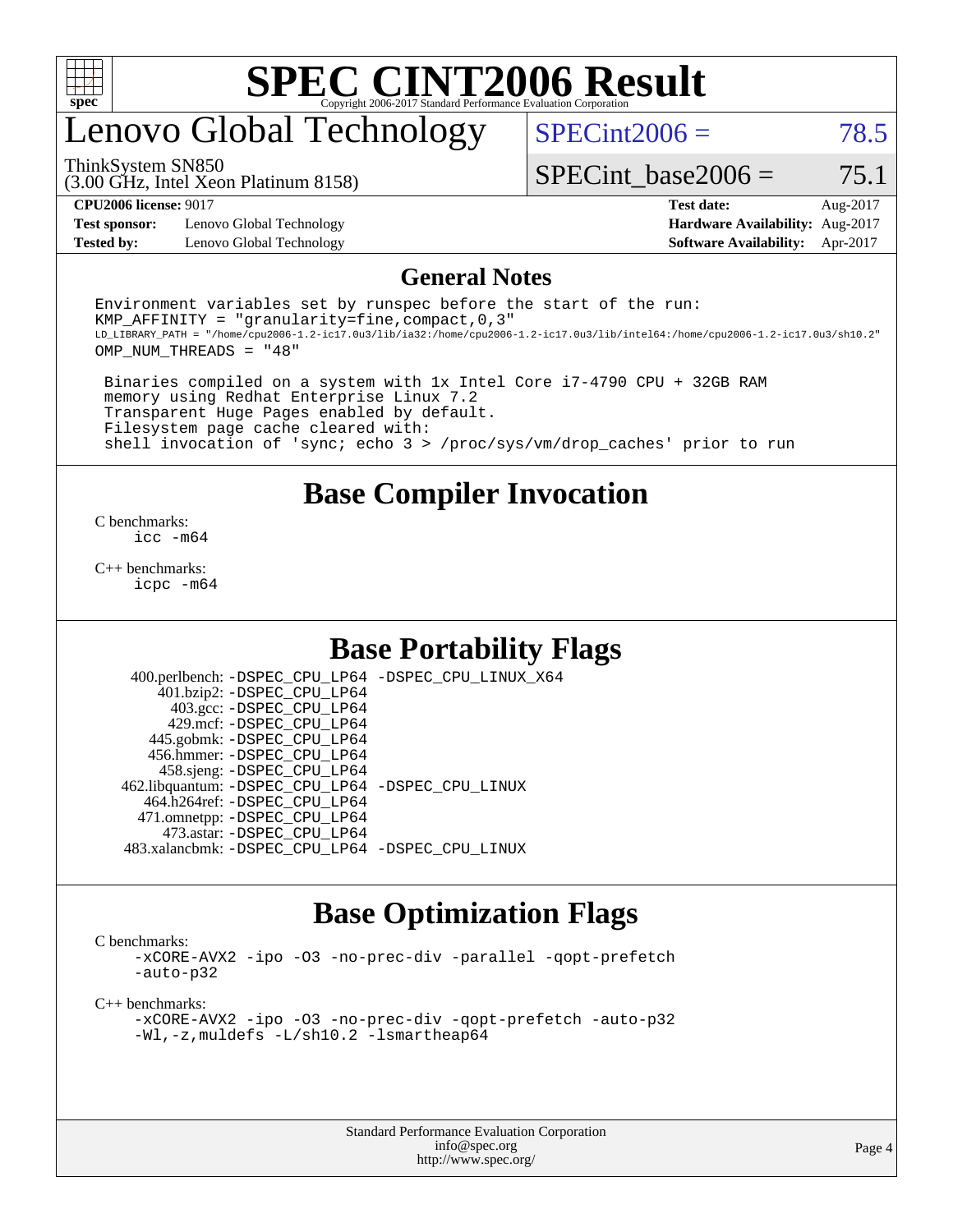# SPEC CINT2006 Result

Copyright 2006-2017 Standard Performance Evaluation Corporation

## Lenovo Global Technology

ThinkSystem SN850
(3.00 GHz, Intel Xeon Platinum 8158)

SPECint2006 = 78.5

SPECint_base2006 = 75.1

| | | | |
|---|---|---|---|
| **CPU2006 license:** 9017 | | **Test date:** | Aug-2017 |
| **Test sponsor:** | Lenovo Global Technology | **Hardware Availability:** | Aug-2017 |
| **Tested by:** | Lenovo Global Technology | **Software Availability:** | Apr-2017 |

## General Notes

```
Environment variables set by runspec before the start of the run:
KMP_AFFINITY = "granularity=fine,compact,0,3"
LD_LIBRARY_PATH = "/home/cpu2006-1.2-ic17.0u3/lib/ia32:/home/cpu2006-1.2-ic17.0u3/lib/intel64:/home/cpu2006-1.2-ic17.0u3/sh10.2"
OMP_NUM_THREADS = "48"

 Binaries compiled on a system with 1x Intel Core i7-4790 CPU + 32GB RAM
 memory using Redhat Enterprise Linux 7.2
 Transparent Huge Pages enabled by default.
 Filesystem page cache cleared with:
 shell invocation of 'sync; echo 3 > /proc/sys/vm/drop_caches' prior to run
```

## Base Compiler Invocation

C benchmarks:
icc -m64

C++ benchmarks:
icpc -m64

## Base Portability Flags

400.perlbench: -DSPEC_CPU_LP64 -DSPEC_CPU_LINUX_X64
401.bzip2: -DSPEC_CPU_LP64
403.gcc: -DSPEC_CPU_LP64
429.mcf: -DSPEC_CPU_LP64
445.gobmk: -DSPEC_CPU_LP64
456.hmmer: -DSPEC_CPU_LP64
458.sjeng: -DSPEC_CPU_LP64
462.libquantum: -DSPEC_CPU_LP64 -DSPEC_CPU_LINUX
464.h264ref: -DSPEC_CPU_LP64
471.omnetpp: -DSPEC_CPU_LP64
473.astar: -DSPEC_CPU_LP64
483.xalancbmk: -DSPEC_CPU_LP64 -DSPEC_CPU_LINUX

## Base Optimization Flags

C benchmarks:
-xCORE-AVX2 -ipo -O3 -no-prec-div -parallel -qopt-prefetch
-auto-p32

C++ benchmarks:
-xCORE-AVX2 -ipo -O3 -no-prec-div -qopt-prefetch -auto-p32
-Wl,-z,muldefs -L/sh10.2 -lsmartheap64

Standard Performance Evaluation Corporation
info@spec.org
http://www.spec.org/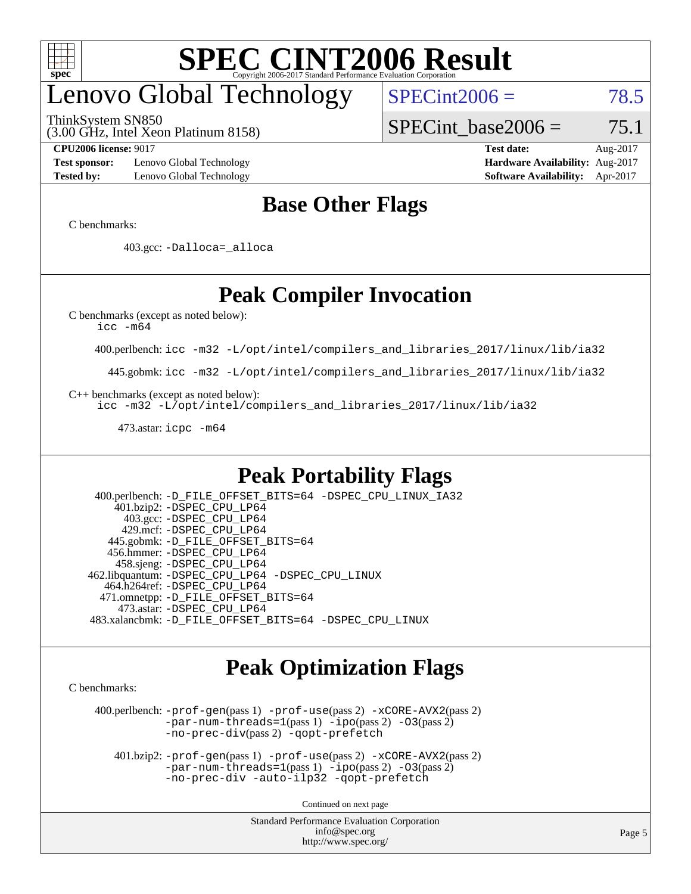# Lenovo Global Technology

ThinkSystem SN850
(3.00 GHz, Intel Xeon Platinum 8158)

SPECint2006 = 78.5

SPECint_base2006 = 75.1

**CPU2006 license:** 9017
**Test sponsor:** Lenovo Global Technology
**Tested by:** Lenovo Global Technology

**Test date:** Aug-2017
**Hardware Availability:** Aug-2017
**Software Availability:** Apr-2017

## Base Other Flags

C benchmarks:

403.gcc: `-Dalloca=_alloca`

## Peak Compiler Invocation

C benchmarks (except as noted below):
`icc -m64`

400.perlbench: `icc -m32 -L/opt/intel/compilers_and_libraries_2017/linux/lib/ia32`

445.gobmk: `icc -m32 -L/opt/intel/compilers_and_libraries_2017/linux/lib/ia32`

C++ benchmarks (except as noted below):
`icc -m32 -L/opt/intel/compilers_and_libraries_2017/linux/lib/ia32`

473.astar: `icpc -m64`

## Peak Portability Flags

400.perlbench: `-D_FILE_OFFSET_BITS=64 -DSPEC_CPU_LINUX_IA32`
401.bzip2: `-DSPEC_CPU_LP64`
403.gcc: `-DSPEC_CPU_LP64`
429.mcf: `-DSPEC_CPU_LP64`
445.gobmk: `-D_FILE_OFFSET_BITS=64`
456.hmmer: `-DSPEC_CPU_LP64`
458.sjeng: `-DSPEC_CPU_LP64`
462.libquantum: `-DSPEC_CPU_LP64 -DSPEC_CPU_LINUX`
464.h264ref: `-DSPEC_CPU_LP64`
471.omnetpp: `-D_FILE_OFFSET_BITS=64`
473.astar: `-DSPEC_CPU_LP64`
483.xalancbmk: `-D_FILE_OFFSET_BITS=64 -DSPEC_CPU_LINUX`

## Peak Optimization Flags

C benchmarks:

400.perlbench: `-prof-gen`(pass 1) `-prof-use`(pass 2) `-xCORE-AVX2`(pass 2) `-par-num-threads=1`(pass 1) `-ipo`(pass 2) `-O3`(pass 2) `-no-prec-div`(pass 2) `-qopt-prefetch`

401.bzip2: `-prof-gen`(pass 1) `-prof-use`(pass 2) `-xCORE-AVX2`(pass 2) `-par-num-threads=1`(pass 1) `-ipo`(pass 2) `-O3`(pass 2) `-no-prec-div -auto-ilp32 -qopt-prefetch`

Continued on next page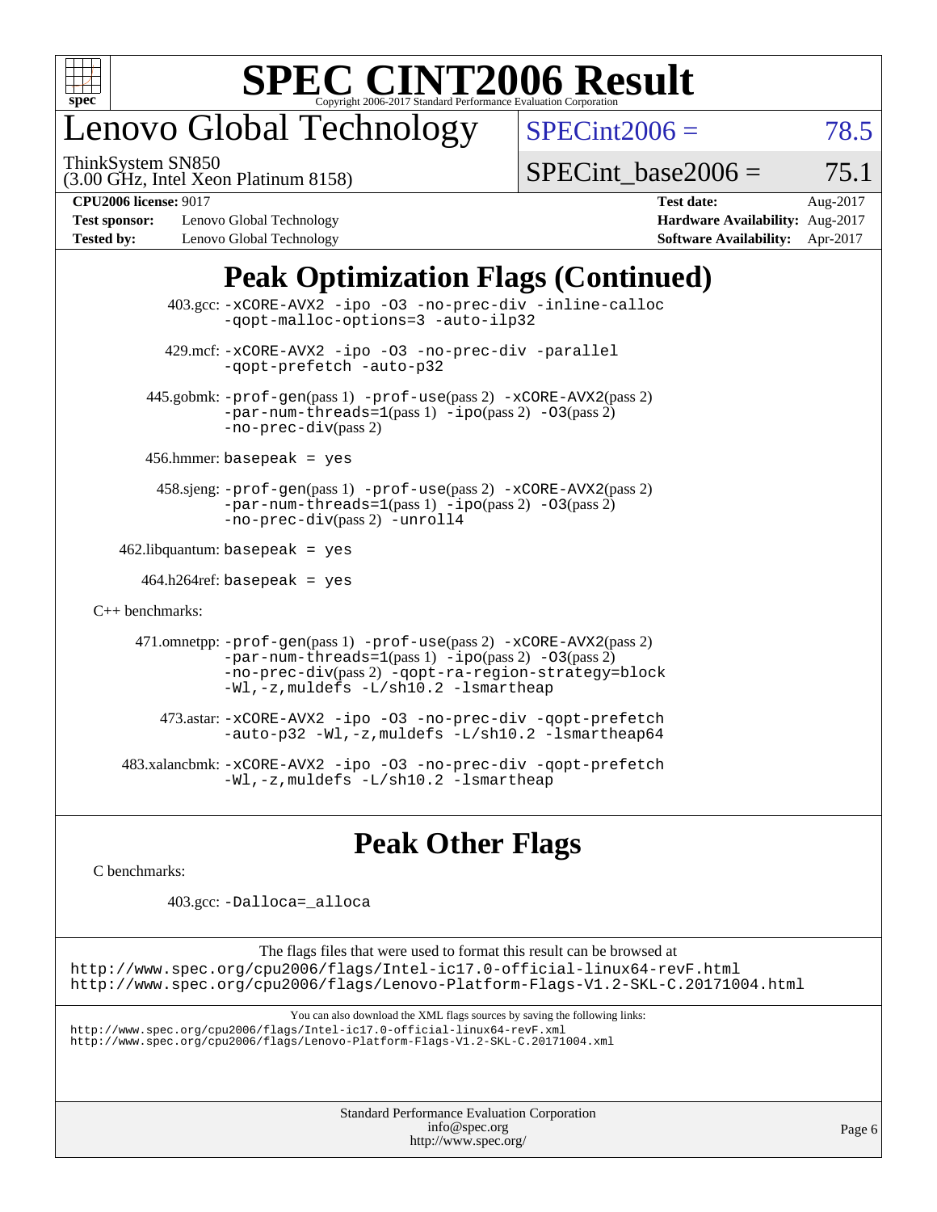# Lenovo Global Technology

ThinkSystem SN850
(3.00 GHz, Intel Xeon Platinum 8158)

SPECint2006 = 78.5

SPECint_base2006 = 75.1

| | | | |
|---|---|---|---|
| **CPU2006 license:** 9017 | | **Test date:** | Aug-2017 |
| **Test sponsor:** | Lenovo Global Technology | **Hardware Availability:** | Aug-2017 |
| **Tested by:** | Lenovo Global Technology | **Software Availability:** | Apr-2017 |

## Peak Optimization Flags (Continued)

403.gcc: `-xCORE-AVX2 -ipo -O3 -no-prec-div -inline-calloc -qopt-malloc-options=3 -auto-ilp32`

429.mcf: `-xCORE-AVX2 -ipo -O3 -no-prec-div -parallel -qopt-prefetch -auto-p32`

445.gobmk: `-prof-gen`(pass 1) `-prof-use`(pass 2) `-xCORE-AVX2`(pass 2) `-par-num-threads=1`(pass 1) `-ipo`(pass 2) `-O3`(pass 2) `-no-prec-div`(pass 2)

456.hmmer: `basepeak = yes`

458.sjeng: `-prof-gen`(pass 1) `-prof-use`(pass 2) `-xCORE-AVX2`(pass 2) `-par-num-threads=1`(pass 1) `-ipo`(pass 2) `-O3`(pass 2) `-no-prec-div`(pass 2) `-unroll4`

462.libquantum: `basepeak = yes`

464.h264ref: `basepeak = yes`

C++ benchmarks:

471.omnetpp: `-prof-gen`(pass 1) `-prof-use`(pass 2) `-xCORE-AVX2`(pass 2) `-par-num-threads=1`(pass 1) `-ipo`(pass 2) `-O3`(pass 2) `-no-prec-div`(pass 2) `-qopt-ra-region-strategy=block -Wl,-z,muldefs -L/sh10.2 -lsmartheap`

473.astar: `-xCORE-AVX2 -ipo -O3 -no-prec-div -qopt-prefetch -auto-p32 -Wl,-z,muldefs -L/sh10.2 -lsmartheap64`

483.xalancbmk: `-xCORE-AVX2 -ipo -O3 -no-prec-div -qopt-prefetch -Wl,-z,muldefs -L/sh10.2 -lsmartheap`

## Peak Other Flags

C benchmarks:

403.gcc: `-Dalloca=_alloca`

The flags files that were used to format this result can be browsed at
http://www.spec.org/cpu2006/flags/Intel-ic17.0-official-linux64-revF.html
http://www.spec.org/cpu2006/flags/Lenovo-Platform-Flags-V1.2-SKL-C.20171004.html

You can also download the XML flags sources by saving the following links:
http://www.spec.org/cpu2006/flags/Intel-ic17.0-official-linux64-revF.xml
http://www.spec.org/cpu2006/flags/Lenovo-Platform-Flags-V1.2-SKL-C.20171004.xml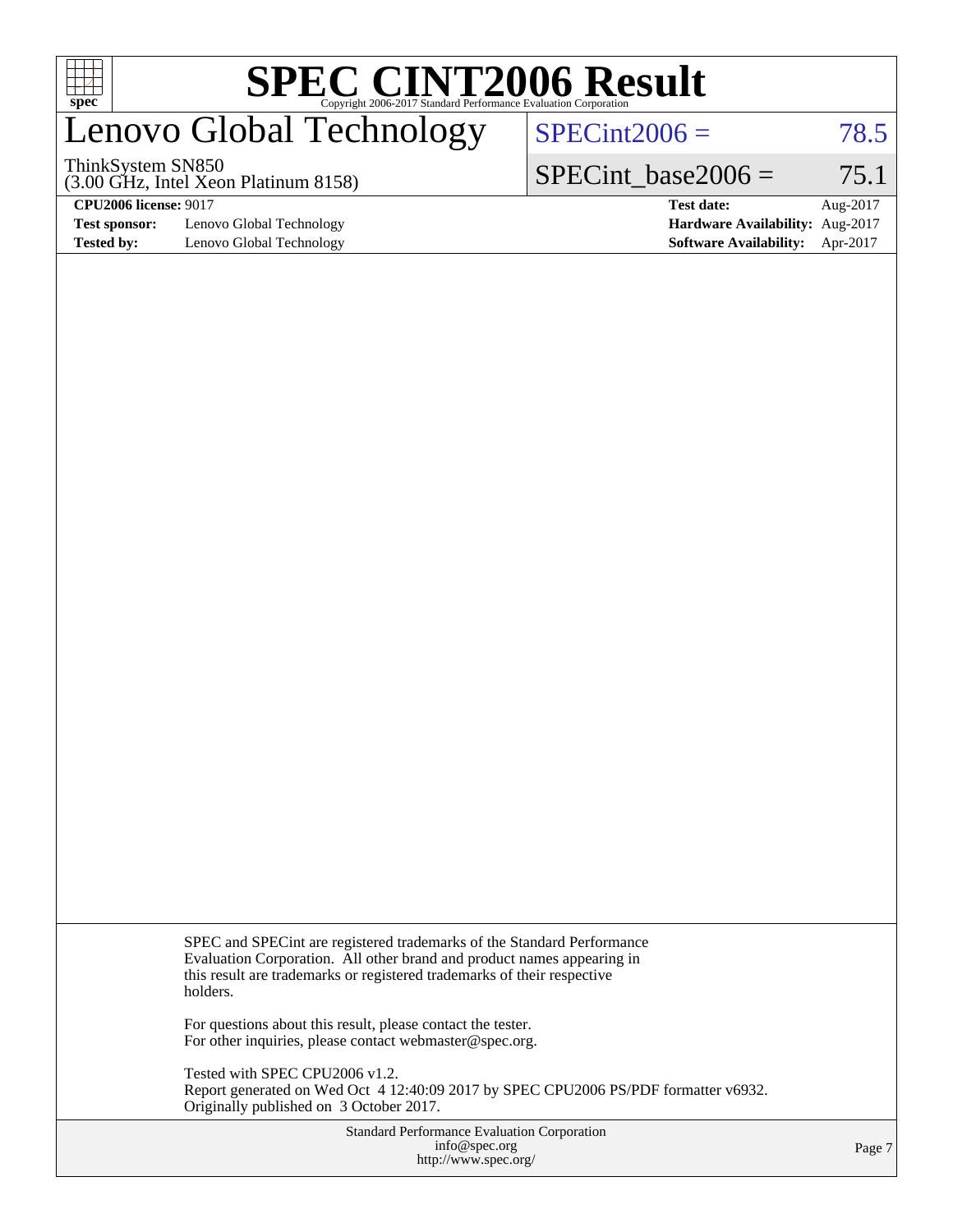SPEC and SPECint are registered trademarks of the Standard Performance Evaluation Corporation. All other brand and product names appearing in this result are trademarks or registered trademarks of their respective holders.

For questions about this result, please contact the tester.
For other inquiries, please contact webmaster@spec.org.

Tested with SPEC CPU2006 v1.2.
Report generated on Wed Oct 4 12:40:09 2017 by SPEC CPU2006 PS/PDF formatter v6932.
Originally published on 3 October 2017.